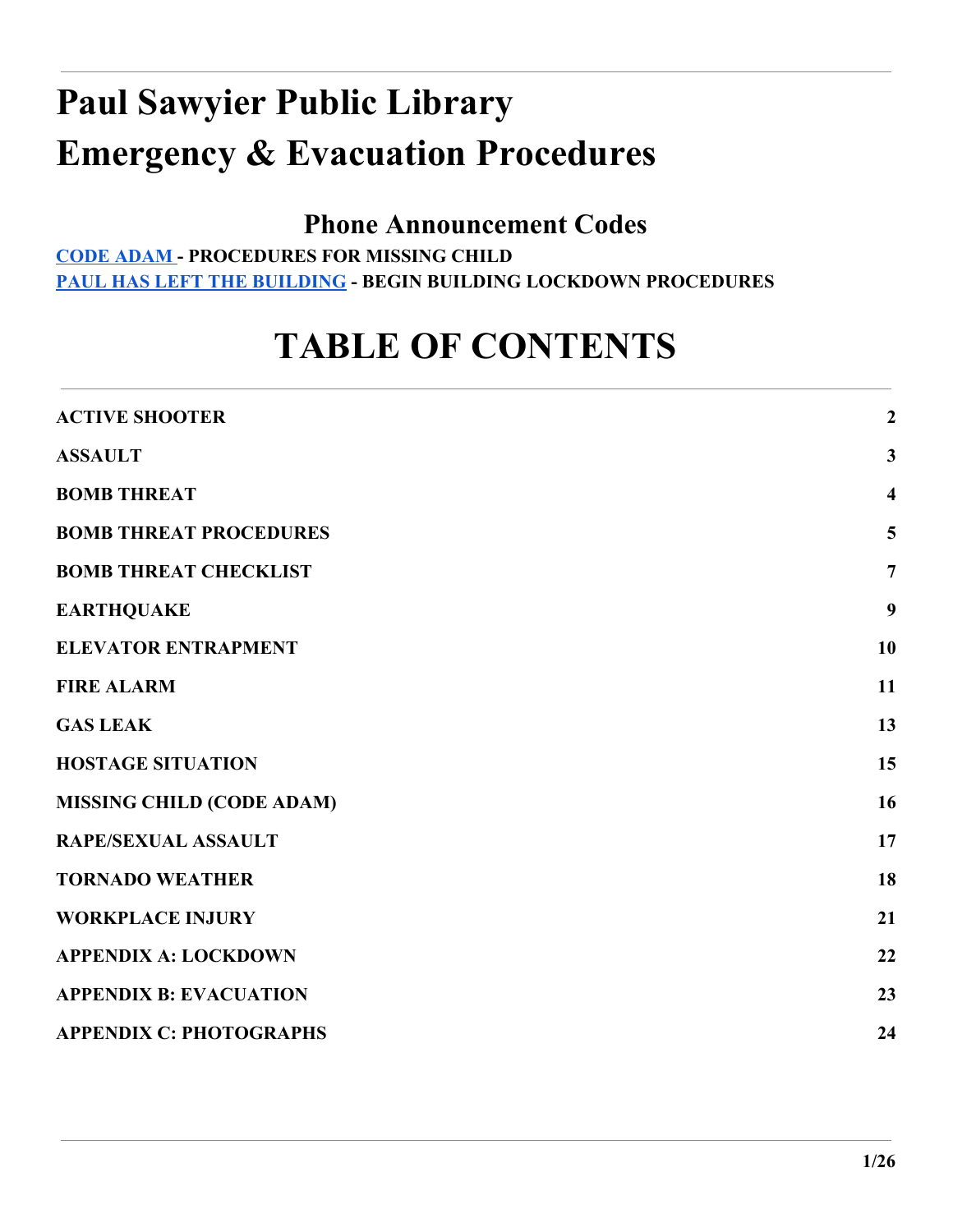# Paul Sawyier Public Library
# Emergency & Evacuation Procedures

## Phone Announcement Codes

**CODE ADAM - PROCEDURES FOR MISSING CHILD**
**PAUL HAS LEFT THE BUILDING - BEGIN BUILDING LOCKDOWN PROCEDURES**

# TABLE OF CONTENTS

| | |
|---|---|
| **ACTIVE SHOOTER** | **2** |
| **ASSAULT** | **3** |
| **BOMB THREAT** | **4** |
| **BOMB THREAT PROCEDURES** | **5** |
| **BOMB THREAT CHECKLIST** | **7** |
| **EARTHQUAKE** | **9** |
| **ELEVATOR ENTRAPMENT** | **10** |
| **FIRE ALARM** | **11** |
| **GAS LEAK** | **13** |
| **HOSTAGE SITUATION** | **15** |
| **MISSING CHILD (CODE ADAM)** | **16** |
| **RAPE/SEXUAL ASSAULT** | **17** |
| **TORNADO WEATHER** | **18** |
| **WORKPLACE INJURY** | **21** |
| **APPENDIX A: LOCKDOWN** | **22** |
| **APPENDIX B: EVACUATION** | **23** |
| **APPENDIX C: PHOTOGRAPHS** | **24** |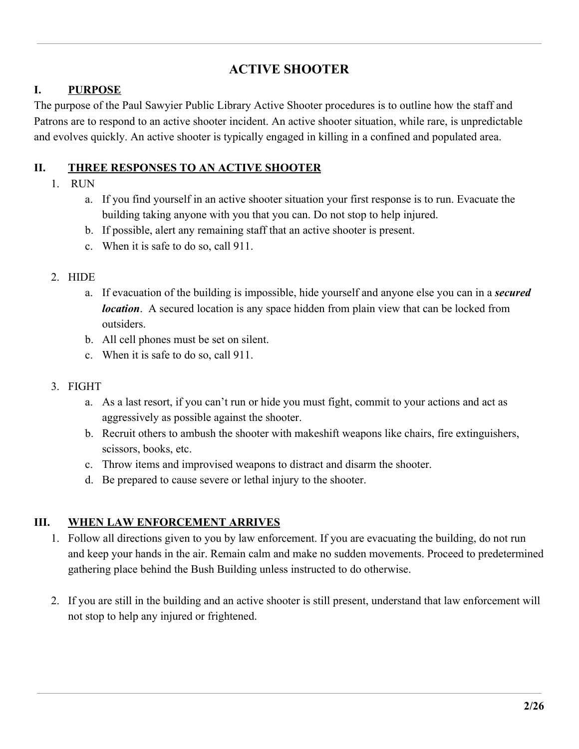# ACTIVE SHOOTER

## I. PURPOSE

The purpose of the Paul Sawyier Public Library Active Shooter procedures is to outline how the staff and Patrons are to respond to an active shooter incident. An active shooter situation, while rare, is unpredictable and evolves quickly. An active shooter is typically engaged in killing in a confined and populated area.

## II. THREE RESPONSES TO AN ACTIVE SHOOTER

1. RUN
   a. If you find yourself in an active shooter situation your first response is to run. Evacuate the building taking anyone with you that you can. Do not stop to help injured.
   b. If possible, alert any remaining staff that an active shooter is present.
   c. When it is safe to do so, call 911.

2. HIDE
   a. If evacuation of the building is impossible, hide yourself and anyone else you can in a ***secured location***. A secured location is any space hidden from plain view that can be locked from outsiders.
   b. All cell phones must be set on silent.
   c. When it is safe to do so, call 911.

3. FIGHT
   a. As a last resort, if you can't run or hide you must fight, commit to your actions and act as aggressively as possible against the shooter.
   b. Recruit others to ambush the shooter with makeshift weapons like chairs, fire extinguishers, scissors, books, etc.
   c. Throw items and improvised weapons to distract and disarm the shooter.
   d. Be prepared to cause severe or lethal injury to the shooter.

## III. WHEN LAW ENFORCEMENT ARRIVES

1. Follow all directions given to you by law enforcement. If you are evacuating the building, do not run and keep your hands in the air. Remain calm and make no sudden movements. Proceed to predetermined gathering place behind the Bush Building unless instructed to do otherwise.

2. If you are still in the building and an active shooter is still present, understand that law enforcement will not stop to help any injured or frightened.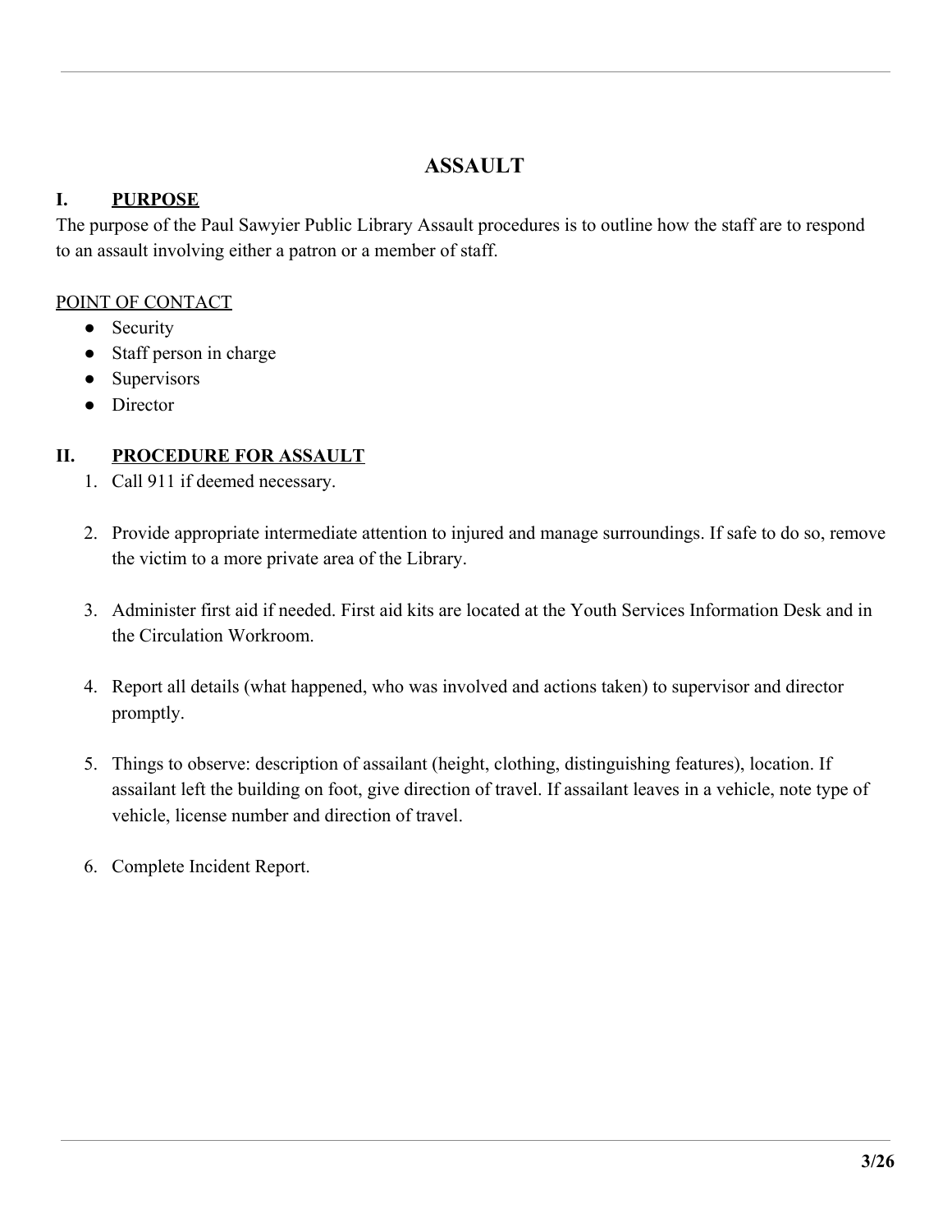# ASSAULT

## I. PURPOSE

The purpose of the Paul Sawyier Public Library Assault procedures is to outline how the staff are to respond to an assault involving either a patron or a member of staff.

POINT OF CONTACT

- Security
- Staff person in charge
- Supervisors
- Director

## II. PROCEDURE FOR ASSAULT

1. Call 911 if deemed necessary.

2. Provide appropriate intermediate attention to injured and manage surroundings. If safe to do so, remove the victim to a more private area of the Library.

3. Administer first aid if needed. First aid kits are located at the Youth Services Information Desk and in the Circulation Workroom.

4. Report all details (what happened, who was involved and actions taken) to supervisor and director promptly.

5. Things to observe: description of assailant (height, clothing, distinguishing features), location. If assailant left the building on foot, give direction of travel. If assailant leaves in a vehicle, note type of vehicle, license number and direction of travel.

6. Complete Incident Report.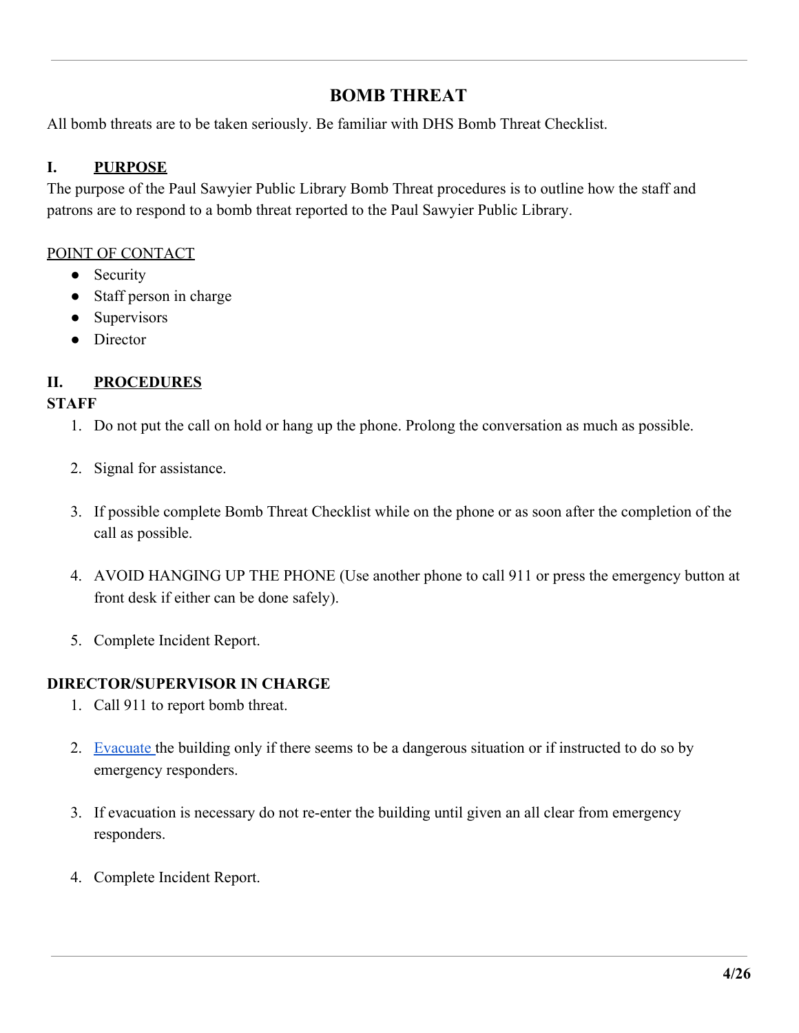# BOMB THREAT

All bomb threats are to be taken seriously. Be familiar with DHS Bomb Threat Checklist.

## I. PURPOSE

The purpose of the Paul Sawyier Public Library Bomb Threat procedures is to outline how the staff and patrons are to respond to a bomb threat reported to the Paul Sawyier Public Library.

POINT OF CONTACT

- Security
- Staff person in charge
- Supervisors
- Director

## II. PROCEDURES

**STAFF**

1. Do not put the call on hold or hang up the phone. Prolong the conversation as much as possible.
2. Signal for assistance.
3. If possible complete Bomb Threat Checklist while on the phone or as soon after the completion of the call as possible.
4. AVOID HANGING UP THE PHONE (Use another phone to call 911 or press the emergency button at front desk if either can be done safely).
5. Complete Incident Report.

**DIRECTOR/SUPERVISOR IN CHARGE**

1. Call 911 to report bomb threat.
2. Evacuate the building only if there seems to be a dangerous situation or if instructed to do so by emergency responders.
3. If evacuation is necessary do not re-enter the building until given an all clear from emergency responders.
4. Complete Incident Report.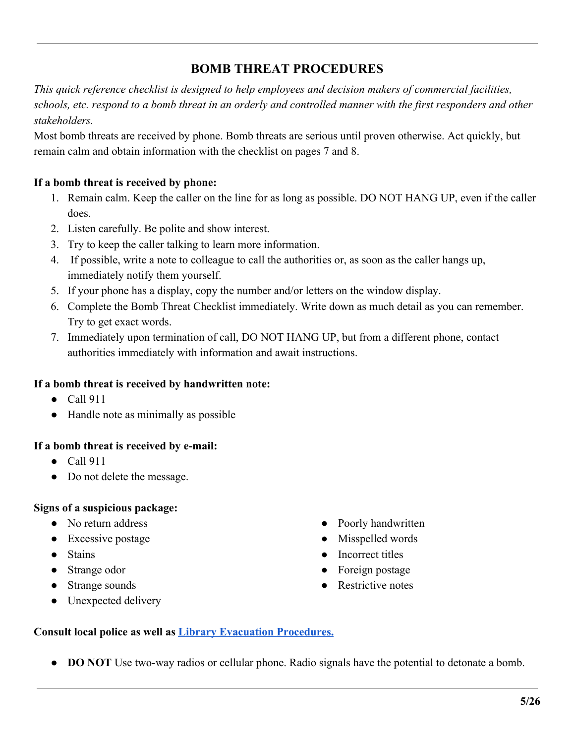# BOMB THREAT PROCEDURES

*This quick reference checklist is designed to help employees and decision makers of commercial facilities, schools, etc. respond to a bomb threat in an orderly and controlled manner with the first responders and other stakeholders.*

Most bomb threats are received by phone. Bomb threats are serious until proven otherwise. Act quickly, but remain calm and obtain information with the checklist on pages 7 and 8.

**If a bomb threat is received by phone:**

1. Remain calm. Keep the caller on the line for as long as possible. DO NOT HANG UP, even if the caller does.
2. Listen carefully. Be polite and show interest.
3. Try to keep the caller talking to learn more information.
4. If possible, write a note to colleague to call the authorities or, as soon as the caller hangs up, immediately notify them yourself.
5. If your phone has a display, copy the number and/or letters on the window display.
6. Complete the Bomb Threat Checklist immediately. Write down as much detail as you can remember. Try to get exact words.
7. Immediately upon termination of call, DO NOT HANG UP, but from a different phone, contact authorities immediately with information and await instructions.

**If a bomb threat is received by handwritten note:**

- Call 911
- Handle note as minimally as possible

**If a bomb threat is received by e-mail:**

- Call 911
- Do not delete the message.

**Signs of a suspicious package:**

- No return address
- Excessive postage
- Stains
- Strange odor
- Strange sounds
- Unexpected delivery
- Poorly handwritten
- Misspelled words
- Incorrect titles
- Foreign postage
- Restrictive notes

**Consult local police as well as [Library Evacuation Procedures.]()**

- **DO NOT** Use two-way radios or cellular phone. Radio signals have the potential to detonate a bomb.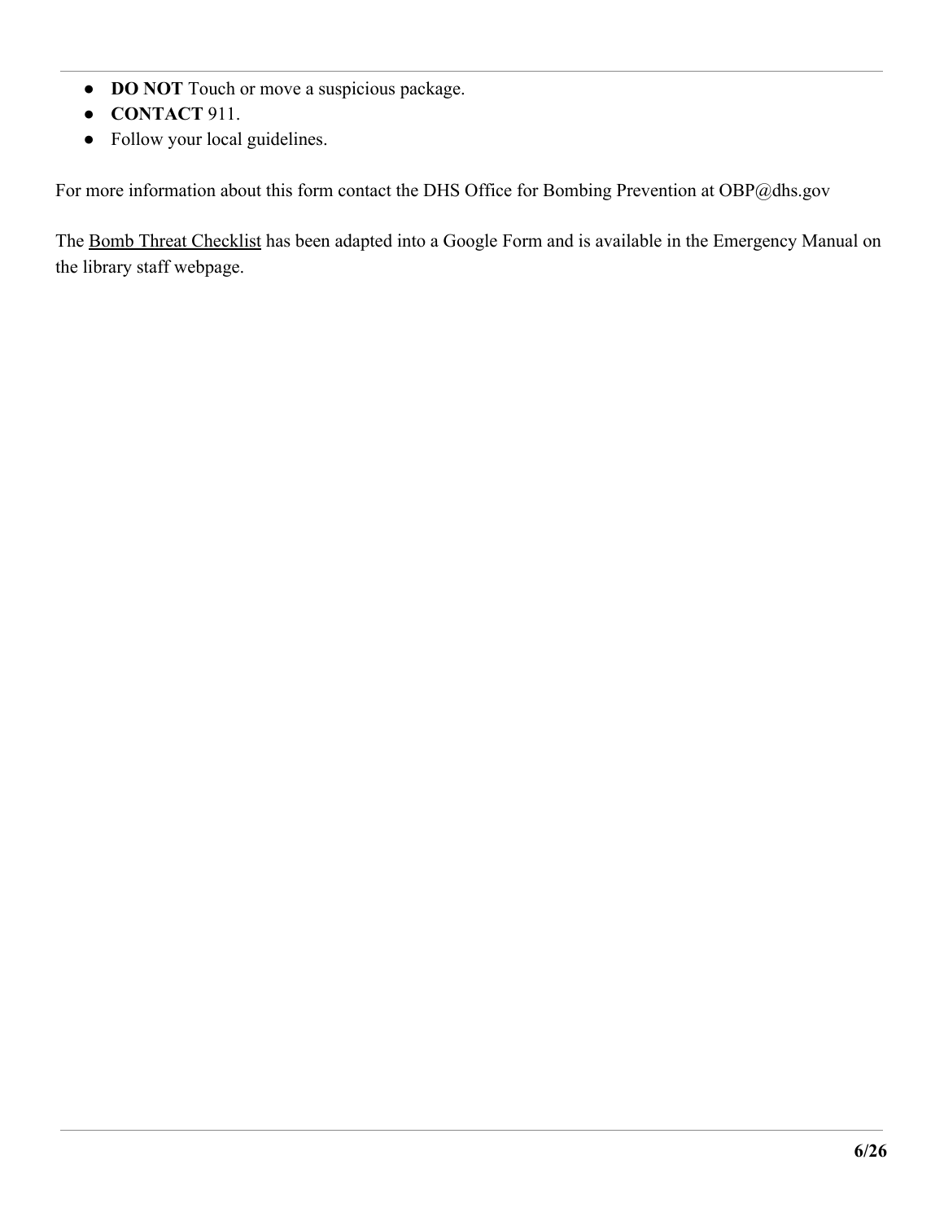- **DO NOT** Touch or move a suspicious package.
- **CONTACT** 911.
- Follow your local guidelines.

For more information about this form contact the DHS Office for Bombing Prevention at OBP@dhs.gov

The Bomb Threat Checklist has been adapted into a Google Form and is available in the Emergency Manual on the library staff webpage.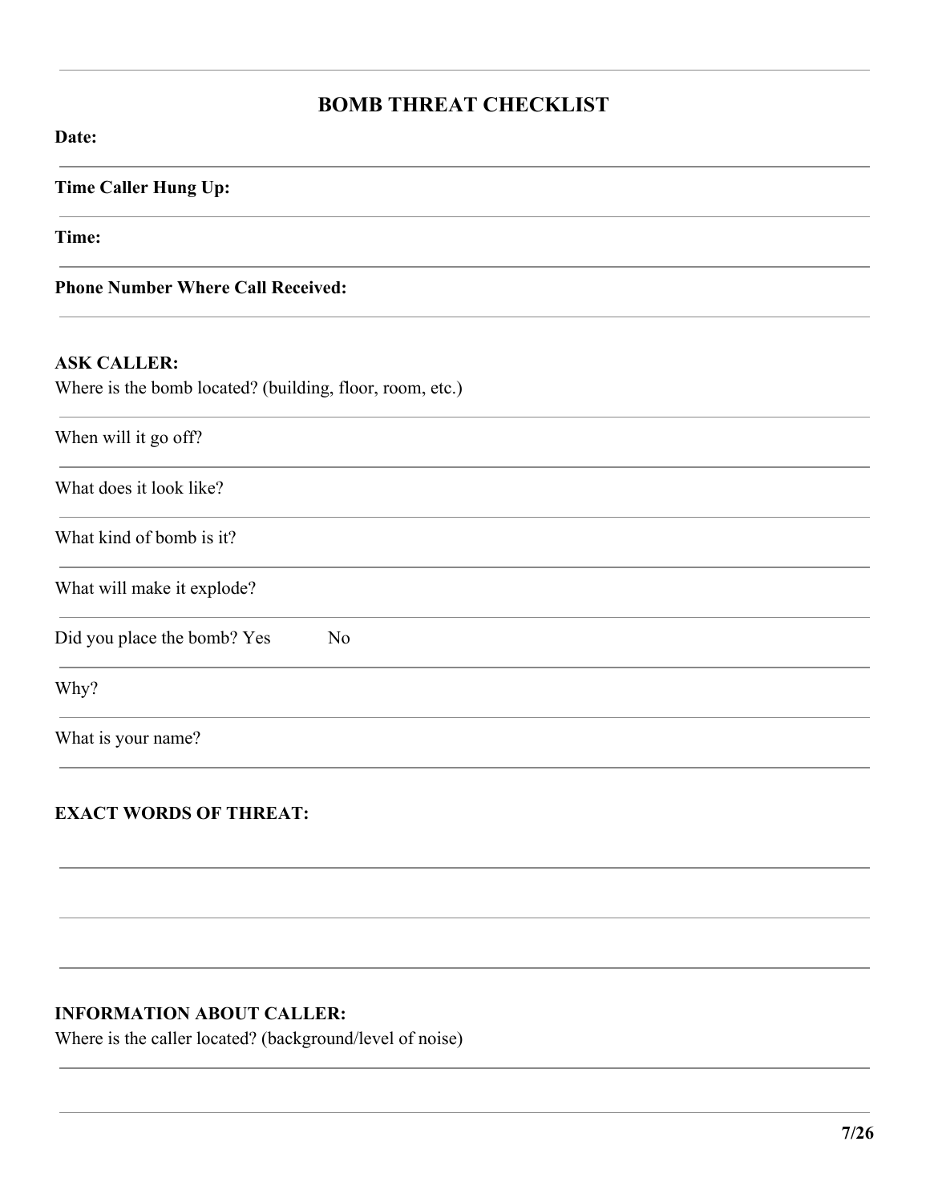## BOMB THREAT CHECKLIST

**Date:**

**Time Caller Hung Up:**

**Time:**

**Phone Number Where Call Received:**

**ASK CALLER:**

Where is the bomb located? (building, floor, room, etc.)

When will it go off?

What does it look like?

What kind of bomb is it?

What will make it explode?

Did you place the bomb? Yes No

Why?

What is your name?

**EXACT WORDS OF THREAT:**

**INFORMATION ABOUT CALLER:**

Where is the caller located? (background/level of noise)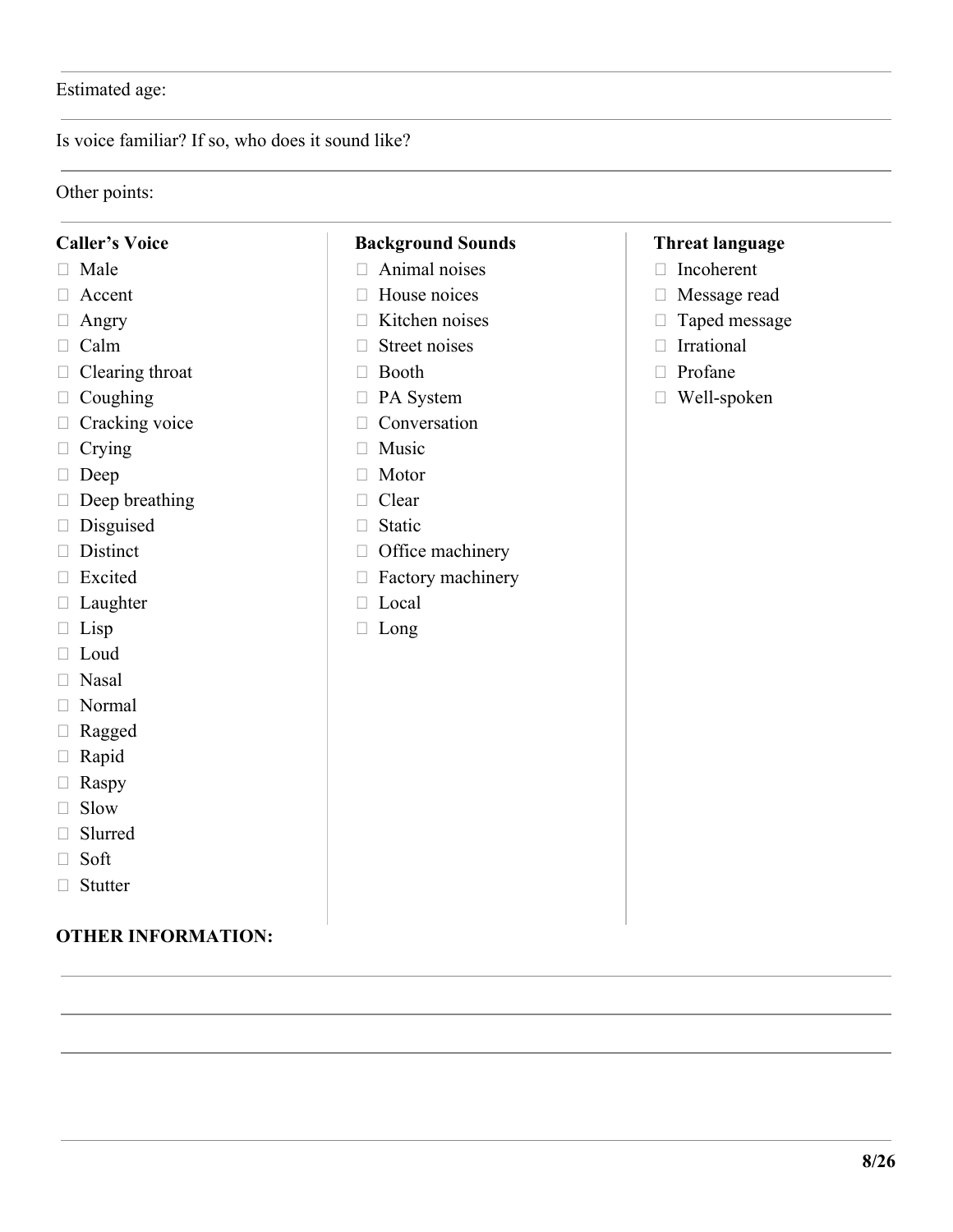Estimated age:

---

Is voice familiar? If so, who does it sound like?

---

Other points:

---

**Caller's Voice**

- ☐ Male
- ☐ Accent
- ☐ Angry
- ☐ Calm
- ☐ Clearing throat
- ☐ Coughing
- ☐ Cracking voice
- ☐ Crying
- ☐ Deep
- ☐ Deep breathing
- ☐ Disguised
- ☐ Distinct
- ☐ Excited
- ☐ Laughter
- ☐ Lisp
- ☐ Loud
- ☐ Nasal
- ☐ Normal
- ☐ Ragged
- ☐ Rapid
- ☐ Raspy
- ☐ Slow
- ☐ Slurred
- ☐ Soft
- ☐ Stutter

**Background Sounds**

- ☐ Animal noises
- ☐ House noices
- ☐ Kitchen noises
- ☐ Street noises
- ☐ Booth
- ☐ PA System
- ☐ Conversation
- ☐ Music
- ☐ Motor
- ☐ Clear
- ☐ Static
- ☐ Office machinery
- ☐ Factory machinery
- ☐ Local
- ☐ Long

**Threat language**

- ☐ Incoherent
- ☐ Message read
- ☐ Taped message
- ☐ Irrational
- ☐ Profane
- ☐ Well-spoken

**OTHER INFORMATION:**

---

---

---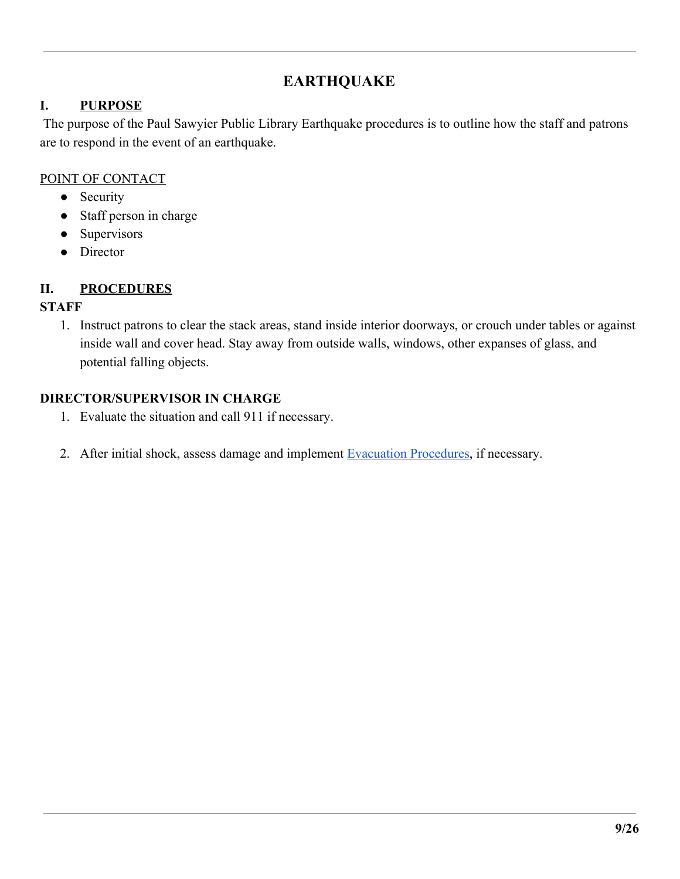# EARTHQUAKE

## I. PURPOSE

The purpose of the Paul Sawyier Public Library Earthquake procedures is to outline how the staff and patrons are to respond in the event of an earthquake.

POINT OF CONTACT

- Security
- Staff person in charge
- Supervisors
- Director

## II. PROCEDURES

**STAFF**

1. Instruct patrons to clear the stack areas, stand inside interior doorways, or crouch under tables or against inside wall and cover head. Stay away from outside walls, windows, other expanses of glass, and potential falling objects.

**DIRECTOR/SUPERVISOR IN CHARGE**

1. Evaluate the situation and call 911 if necessary.

2. After initial shock, assess damage and implement Evacuation Procedures, if necessary.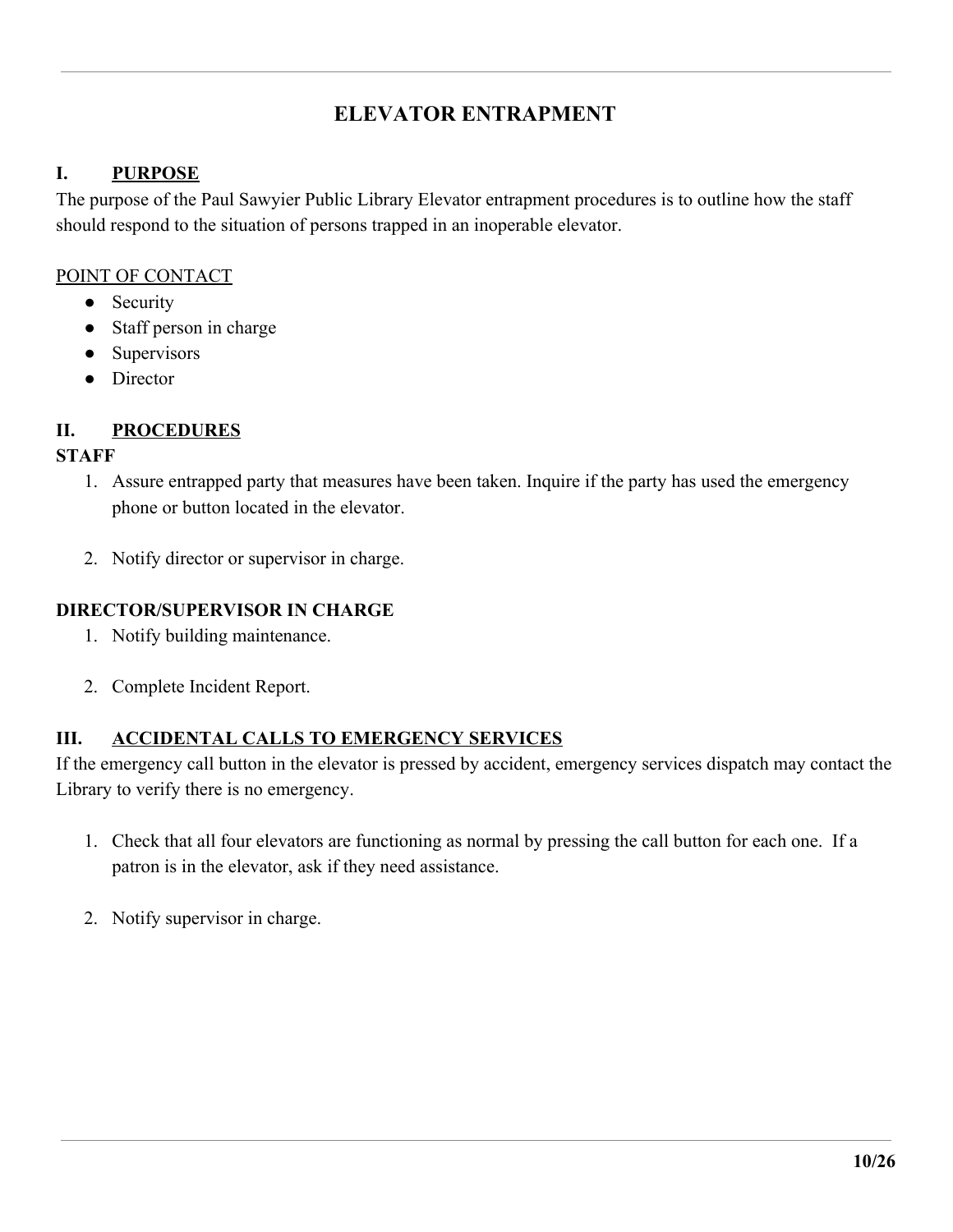# ELEVATOR ENTRAPMENT

## I. <u>PURPOSE</u>

The purpose of the Paul Sawyier Public Library Elevator entrapment procedures is to outline how the staff should respond to the situation of persons trapped in an inoperable elevator.

<u>POINT OF CONTACT</u>

- Security
- Staff person in charge
- Supervisors
- Director

## II. <u>PROCEDURES</u>

### STAFF

1. Assure entrapped party that measures have been taken. Inquire if the party has used the emergency phone or button located in the elevator.

2. Notify director or supervisor in charge.

### DIRECTOR/SUPERVISOR IN CHARGE

1. Notify building maintenance.

2. Complete Incident Report.

## III. <u>ACCIDENTAL CALLS TO EMERGENCY SERVICES</u>

If the emergency call button in the elevator is pressed by accident, emergency services dispatch may contact the Library to verify there is no emergency.

1. Check that all four elevators are functioning as normal by pressing the call button for each one. If a patron is in the elevator, ask if they need assistance.

2. Notify supervisor in charge.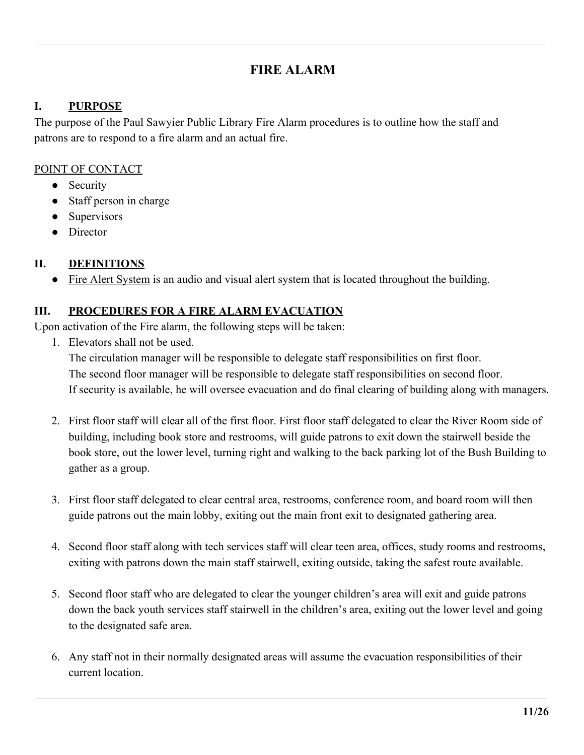# FIRE ALARM

## I. PURPOSE

The purpose of the Paul Sawyier Public Library Fire Alarm procedures is to outline how the staff and patrons are to respond to a fire alarm and an actual fire.

POINT OF CONTACT

- Security
- Staff person in charge
- Supervisors
- Director

## II. DEFINITIONS

- Fire Alert System is an audio and visual alert system that is located throughout the building.

## III. PROCEDURES FOR A FIRE ALARM EVACUATION

Upon activation of the Fire alarm, the following steps will be taken:

1. Elevators shall not be used.
   The circulation manager will be responsible to delegate staff responsibilities on first floor.
   The second floor manager will be responsible to delegate staff responsibilities on second floor.
   If security is available, he will oversee evacuation and do final clearing of building along with managers.

2. First floor staff will clear all of the first floor. First floor staff delegated to clear the River Room side of building, including book store and restrooms, will guide patrons to exit down the stairwell beside the book store, out the lower level, turning right and walking to the back parking lot of the Bush Building to gather as a group.

3. First floor staff delegated to clear central area, restrooms, conference room, and board room will then guide patrons out the main lobby, exiting out the main front exit to designated gathering area.

4. Second floor staff along with tech services staff will clear teen area, offices, study rooms and restrooms, exiting with patrons down the main staff stairwell, exiting outside, taking the safest route available.

5. Second floor staff who are delegated to clear the younger children's area will exit and guide patrons down the back youth services staff stairwell in the children's area, exiting out the lower level and going to the designated safe area.

6. Any staff not in their normally designated areas will assume the evacuation responsibilities of their current location.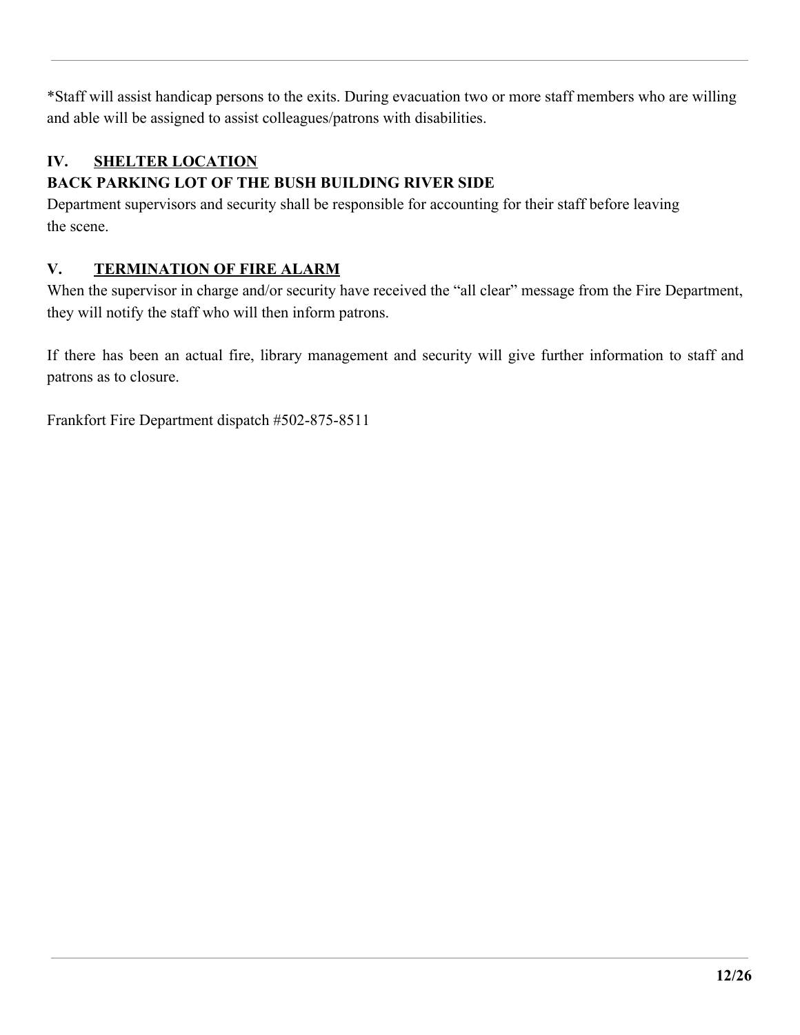*Staff will assist handicap persons to the exits. During evacuation two or more staff members who are willing and able will be assigned to assist colleagues/patrons with disabilities.

## IV. SHELTER LOCATION

**BACK PARKING LOT OF THE BUSH BUILDING RIVER SIDE**

Department supervisors and security shall be responsible for accounting for their staff before leaving the scene.

## V. TERMINATION OF FIRE ALARM

When the supervisor in charge and/or security have received the "all clear" message from the Fire Department, they will notify the staff who will then inform patrons.

If there has been an actual fire, library management and security will give further information to staff and patrons as to closure.

Frankfort Fire Department dispatch #502-875-8511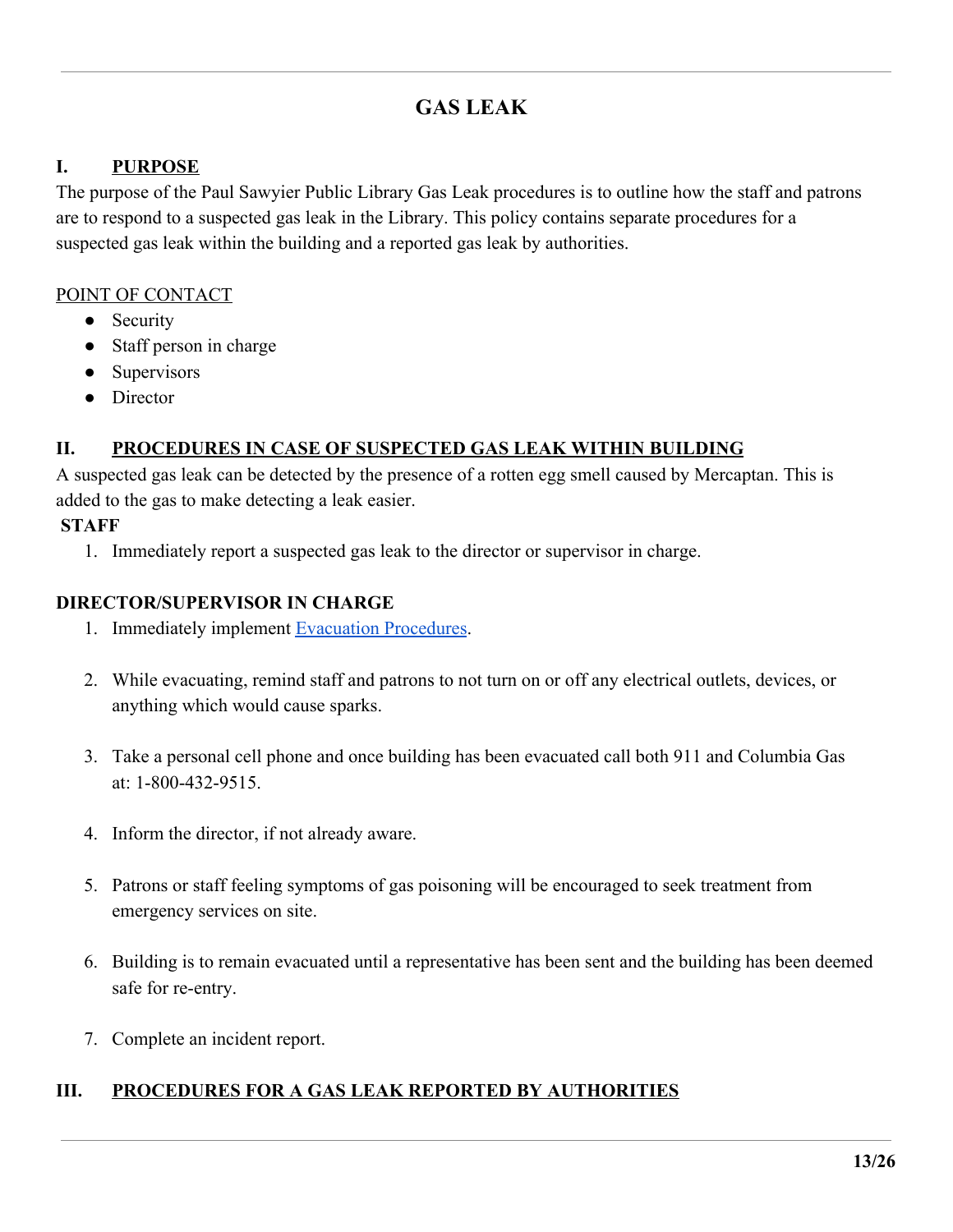# GAS LEAK

## I. PURPOSE

The purpose of the Paul Sawyier Public Library Gas Leak procedures is to outline how the staff and patrons are to respond to a suspected gas leak in the Library. This policy contains separate procedures for a suspected gas leak within the building and a reported gas leak by authorities.

POINT OF CONTACT

- Security
- Staff person in charge
- Supervisors
- Director

## II. PROCEDURES IN CASE OF SUSPECTED GAS LEAK WITHIN BUILDING

A suspected gas leak can be detected by the presence of a rotten egg smell caused by Mercaptan. This is added to the gas to make detecting a leak easier.

**STAFF**

1. Immediately report a suspected gas leak to the director or supervisor in charge.

**DIRECTOR/SUPERVISOR IN CHARGE**

1. Immediately implement Evacuation Procedures.
2. While evacuating, remind staff and patrons to not turn on or off any electrical outlets, devices, or anything which would cause sparks.
3. Take a personal cell phone and once building has been evacuated call both 911 and Columbia Gas at: 1-800-432-9515.
4. Inform the director, if not already aware.
5. Patrons or staff feeling symptoms of gas poisoning will be encouraged to seek treatment from emergency services on site.
6. Building is to remain evacuated until a representative has been sent and the building has been deemed safe for re-entry.
7. Complete an incident report.

## III. PROCEDURES FOR A GAS LEAK REPORTED BY AUTHORITIES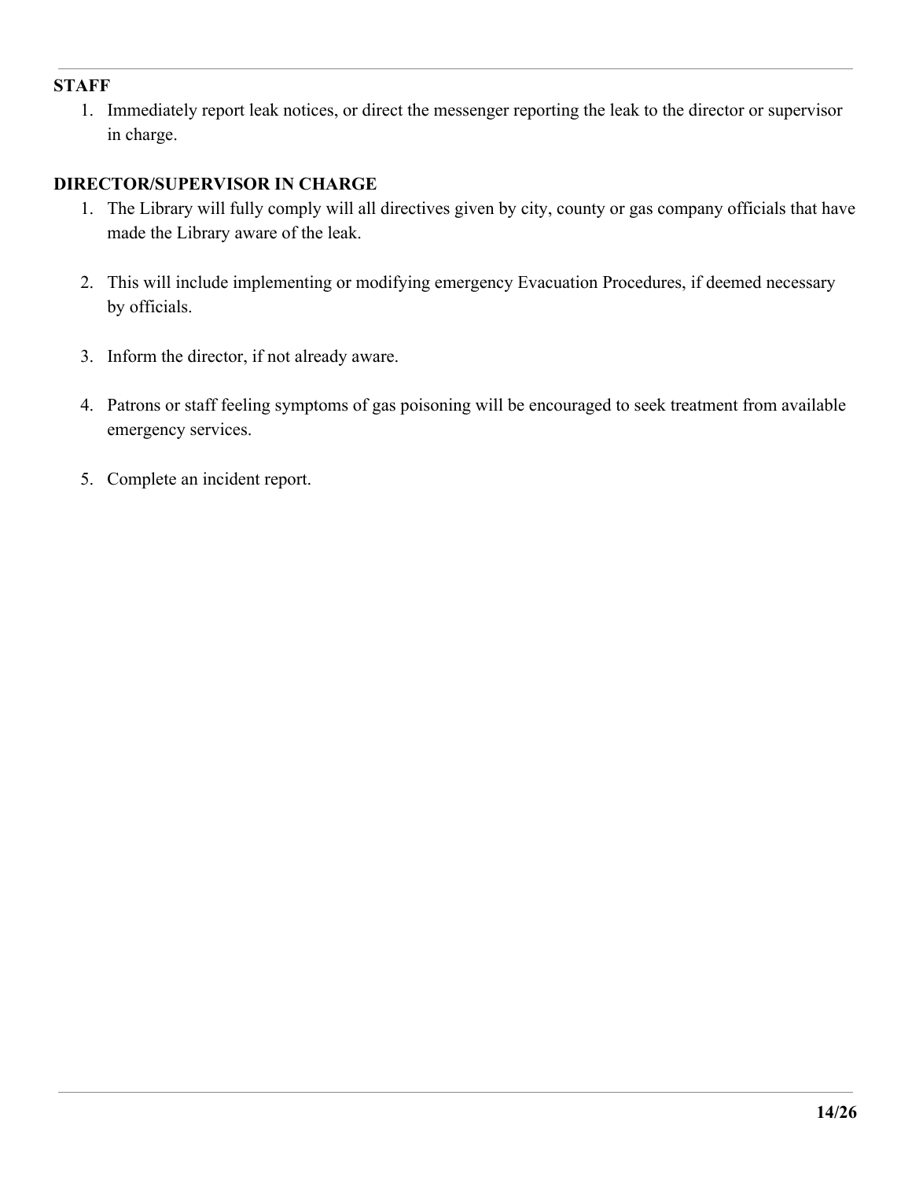**STAFF**

1. Immediately report leak notices, or direct the messenger reporting the leak to the director or supervisor in charge.

**DIRECTOR/SUPERVISOR IN CHARGE**

1. The Library will fully comply will all directives given by city, county or gas company officials that have made the Library aware of the leak.

2. This will include implementing or modifying emergency Evacuation Procedures, if deemed necessary by officials.

3. Inform the director, if not already aware.

4. Patrons or staff feeling symptoms of gas poisoning will be encouraged to seek treatment from available emergency services.

5. Complete an incident report.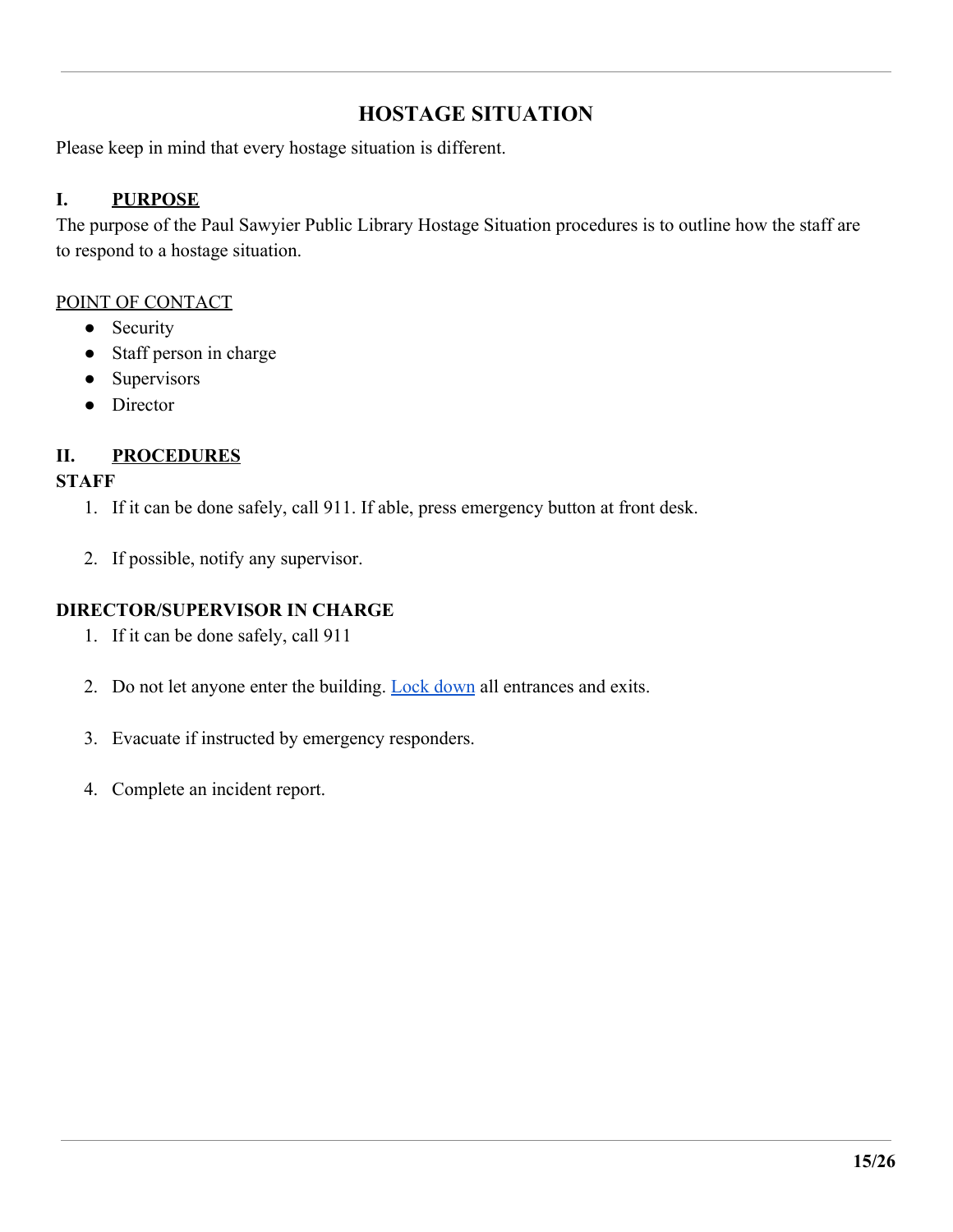# HOSTAGE SITUATION

Please keep in mind that every hostage situation is different.

## I. PURPOSE

The purpose of the Paul Sawyier Public Library Hostage Situation procedures is to outline how the staff are to respond to a hostage situation.

POINT OF CONTACT

- Security
- Staff person in charge
- Supervisors
- Director

## II. PROCEDURES

**STAFF**

1. If it can be done safely, call 911. If able, press emergency button at front desk.

2. If possible, notify any supervisor.

**DIRECTOR/SUPERVISOR IN CHARGE**

1. If it can be done safely, call 911

2. Do not let anyone enter the building. Lock down all entrances and exits.

3. Evacuate if instructed by emergency responders.

4. Complete an incident report.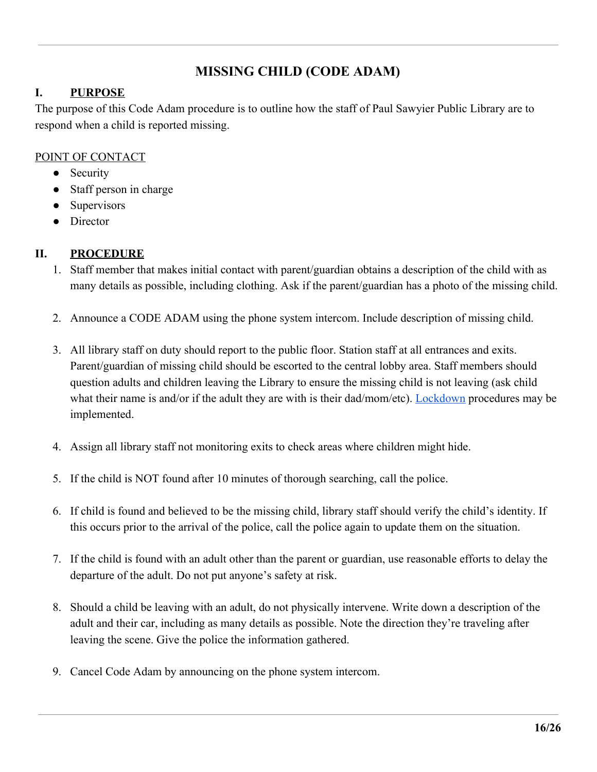# MISSING CHILD (CODE ADAM)

## I. PURPOSE

The purpose of this Code Adam procedure is to outline how the staff of Paul Sawyier Public Library are to respond when a child is reported missing.

POINT OF CONTACT

- Security
- Staff person in charge
- Supervisors
- Director

## II. PROCEDURE

1. Staff member that makes initial contact with parent/guardian obtains a description of the child with as many details as possible, including clothing. Ask if the parent/guardian has a photo of the missing child.

2. Announce a CODE ADAM using the phone system intercom. Include description of missing child.

3. All library staff on duty should report to the public floor. Station staff at all entrances and exits. Parent/guardian of missing child should be escorted to the central lobby area. Staff members should question adults and children leaving the Library to ensure the missing child is not leaving (ask child what their name is and/or if the adult they are with is their dad/mom/etc). Lockdown procedures may be implemented.

4. Assign all library staff not monitoring exits to check areas where children might hide.

5. If the child is NOT found after 10 minutes of thorough searching, call the police.

6. If child is found and believed to be the missing child, library staff should verify the child's identity. If this occurs prior to the arrival of the police, call the police again to update them on the situation.

7. If the child is found with an adult other than the parent or guardian, use reasonable efforts to delay the departure of the adult. Do not put anyone's safety at risk.

8. Should a child be leaving with an adult, do not physically intervene. Write down a description of the adult and their car, including as many details as possible. Note the direction they're traveling after leaving the scene. Give the police the information gathered.

9. Cancel Code Adam by announcing on the phone system intercom.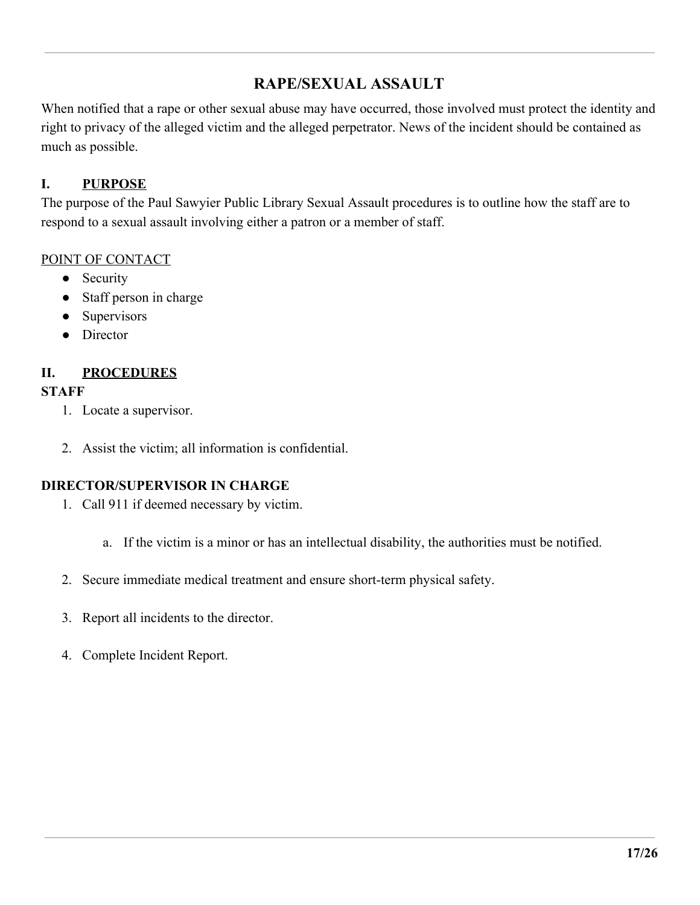## RAPE/SEXUAL ASSAULT

When notified that a rape or other sexual abuse may have occurred, those involved must protect the identity and right to privacy of the alleged victim and the alleged perpetrator. News of the incident should be contained as much as possible.

### I. PURPOSE

The purpose of the Paul Sawyier Public Library Sexual Assault procedures is to outline how the staff are to respond to a sexual assault involving either a patron or a member of staff.

POINT OF CONTACT

- Security
- Staff person in charge
- Supervisors
- Director

### II. PROCEDURES

**STAFF**

1. Locate a supervisor.
2. Assist the victim; all information is confidential.

**DIRECTOR/SUPERVISOR IN CHARGE**

1. Call 911 if deemed necessary by victim.
    a. If the victim is a minor or has an intellectual disability, the authorities must be notified.
2. Secure immediate medical treatment and ensure short-term physical safety.
3. Report all incidents to the director.
4. Complete Incident Report.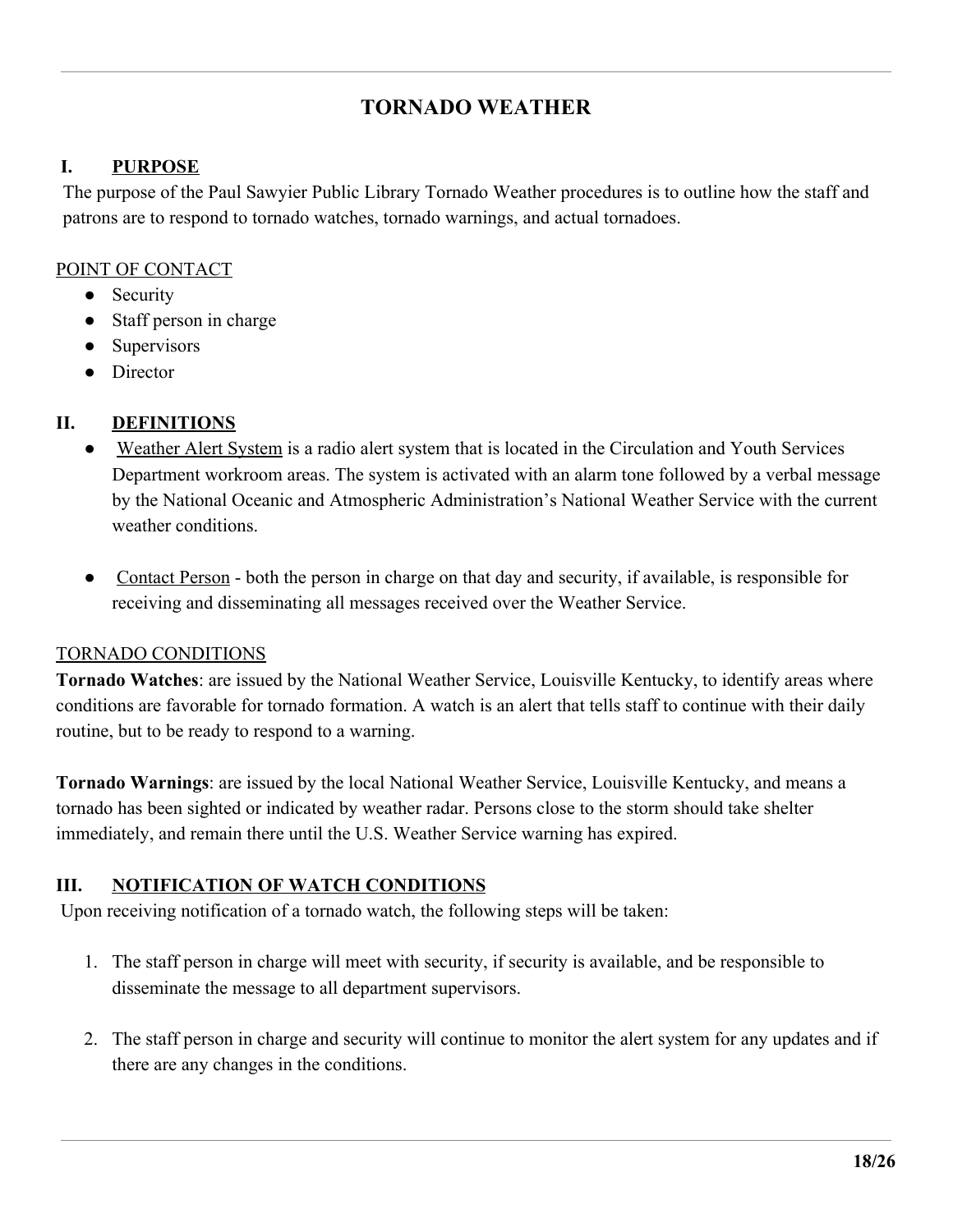# TORNADO WEATHER

## I. PURPOSE

The purpose of the Paul Sawyier Public Library Tornado Weather procedures is to outline how the staff and patrons are to respond to tornado watches, tornado warnings, and actual tornadoes.

POINT OF CONTACT

- Security
- Staff person in charge
- Supervisors
- Director

## II. DEFINITIONS

- Weather Alert System is a radio alert system that is located in the Circulation and Youth Services Department workroom areas. The system is activated with an alarm tone followed by a verbal message by the National Oceanic and Atmospheric Administration's National Weather Service with the current weather conditions.

- Contact Person - both the person in charge on that day and security, if available, is responsible for receiving and disseminating all messages received over the Weather Service.

TORNADO CONDITIONS

**Tornado Watches**: are issued by the National Weather Service, Louisville Kentucky, to identify areas where conditions are favorable for tornado formation. A watch is an alert that tells staff to continue with their daily routine, but to be ready to respond to a warning.

**Tornado Warnings**: are issued by the local National Weather Service, Louisville Kentucky, and means a tornado has been sighted or indicated by weather radar. Persons close to the storm should take shelter immediately, and remain there until the U.S. Weather Service warning has expired.

## III. NOTIFICATION OF WATCH CONDITIONS

Upon receiving notification of a tornado watch, the following steps will be taken:

1. The staff person in charge will meet with security, if security is available, and be responsible to disseminate the message to all department supervisors.

2. The staff person in charge and security will continue to monitor the alert system for any updates and if there are any changes in the conditions.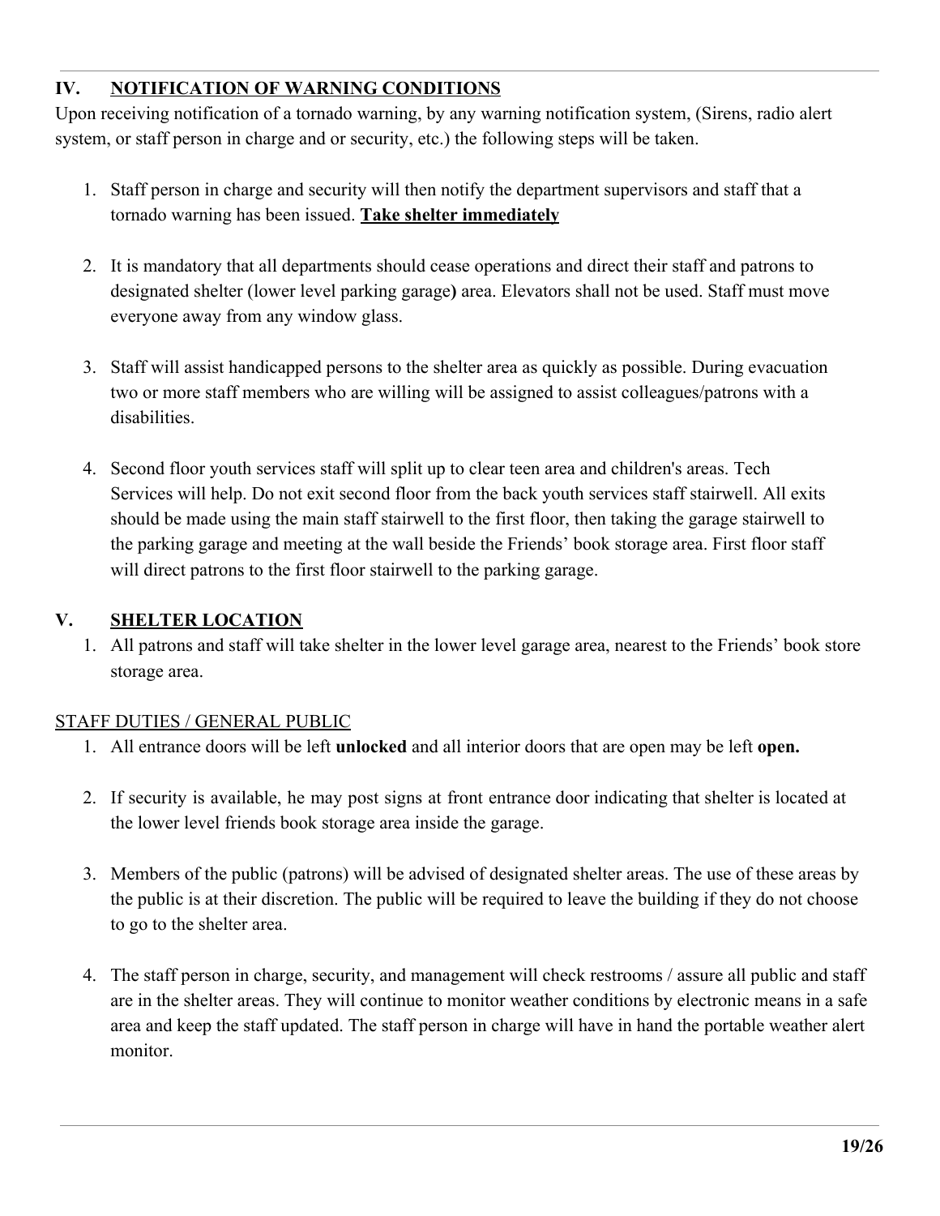## IV. NOTIFICATION OF WARNING CONDITIONS

Upon receiving notification of a tornado warning, by any warning notification system, (Sirens, radio alert system, or staff person in charge and or security, etc.) the following steps will be taken.

1. Staff person in charge and security will then notify the department supervisors and staff that a tornado warning has been issued. **Take shelter immediately**

2. It is mandatory that all departments should cease operations and direct their staff and patrons to designated shelter (lower level parking garage**)** area. Elevators shall not be used. Staff must move everyone away from any window glass.

3. Staff will assist handicapped persons to the shelter area as quickly as possible. During evacuation two or more staff members who are willing will be assigned to assist colleagues/patrons with a disabilities.

4. Second floor youth services staff will split up to clear teen area and children's areas. Tech Services will help. Do not exit second floor from the back youth services staff stairwell. All exits should be made using the main staff stairwell to the first floor, then taking the garage stairwell to the parking garage and meeting at the wall beside the Friends' book storage area. First floor staff will direct patrons to the first floor stairwell to the parking garage.

## V. SHELTER LOCATION

1. All patrons and staff will take shelter in the lower level garage area, nearest to the Friends' book store storage area.

STAFF DUTIES / GENERAL PUBLIC

1. All entrance doors will be left **unlocked** and all interior doors that are open may be left **open.**

2. If security is available, he may post signs at front entrance door indicating that shelter is located at the lower level friends book storage area inside the garage.

3. Members of the public (patrons) will be advised of designated shelter areas. The use of these areas by the public is at their discretion. The public will be required to leave the building if they do not choose to go to the shelter area.

4. The staff person in charge, security, and management will check restrooms / assure all public and staff are in the shelter areas. They will continue to monitor weather conditions by electronic means in a safe area and keep the staff updated. The staff person in charge will have in hand the portable weather alert monitor.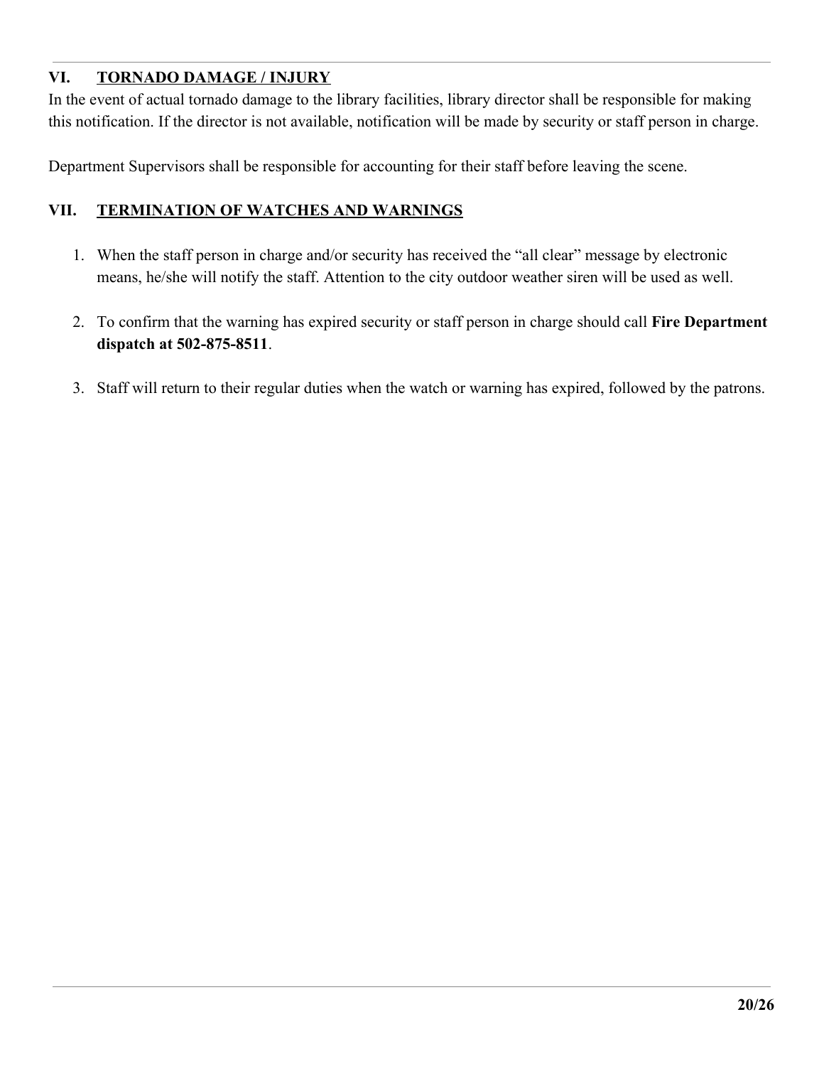## VI. TORNADO DAMAGE / INJURY

In the event of actual tornado damage to the library facilities, library director shall be responsible for making this notification. If the director is not available, notification will be made by security or staff person in charge.

Department Supervisors shall be responsible for accounting for their staff before leaving the scene.

## VII. TERMINATION OF WATCHES AND WARNINGS

1. When the staff person in charge and/or security has received the "all clear" message by electronic means, he/she will notify the staff. Attention to the city outdoor weather siren will be used as well.

2. To confirm that the warning has expired security or staff person in charge should call **Fire Department dispatch at 502-875-8511**.

3. Staff will return to their regular duties when the watch or warning has expired, followed by the patrons.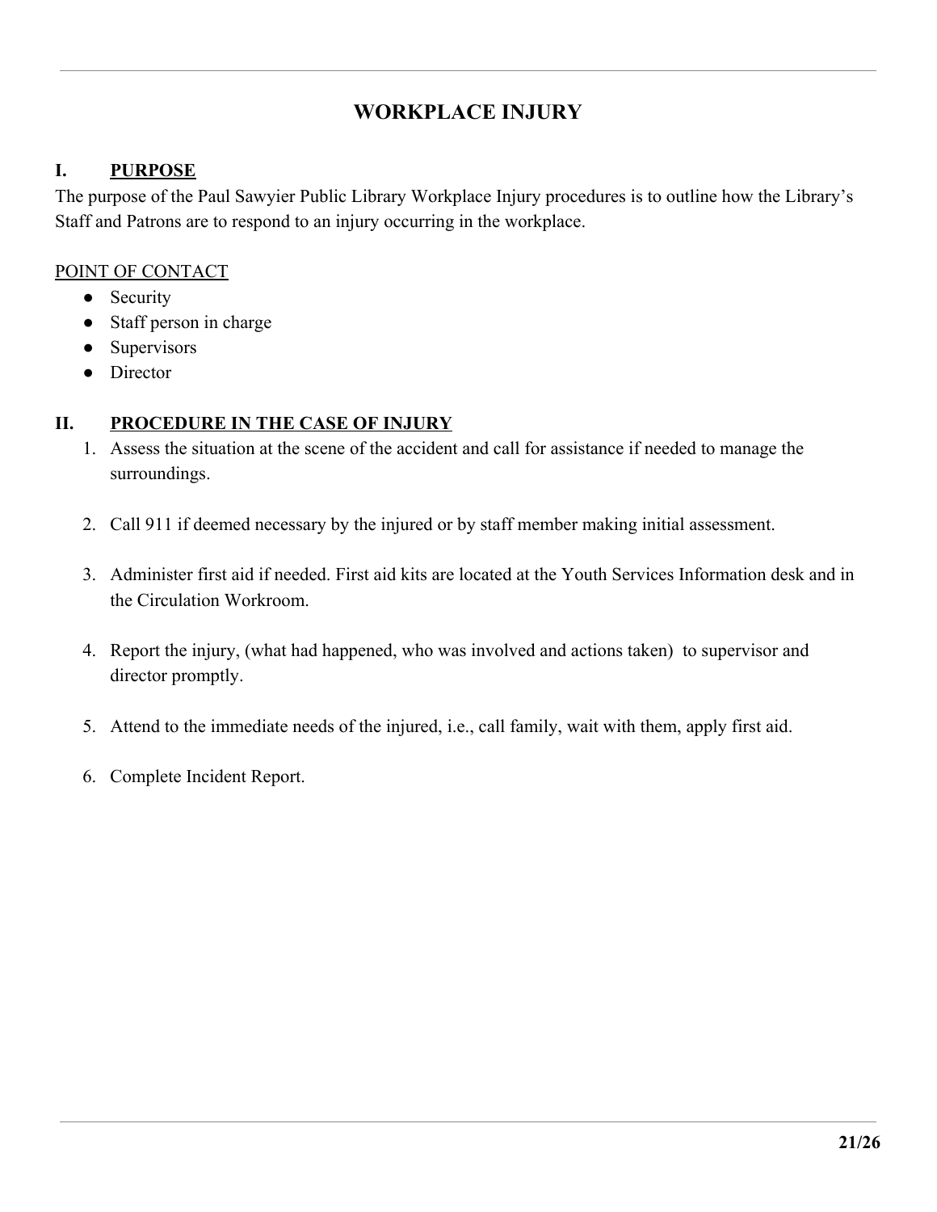# WORKPLACE INJURY

## I. PURPOSE

The purpose of the Paul Sawyier Public Library Workplace Injury procedures is to outline how the Library's Staff and Patrons are to respond to an injury occurring in the workplace.

<u>POINT OF CONTACT</u>

- Security
- Staff person in charge
- Supervisors
- Director

## II. PROCEDURE IN THE CASE OF INJURY

1. Assess the situation at the scene of the accident and call for assistance if needed to manage the surroundings.
2. Call 911 if deemed necessary by the injured or by staff member making initial assessment.
3. Administer first aid if needed. First aid kits are located at the Youth Services Information desk and in the Circulation Workroom.
4. Report the injury, (what had happened, who was involved and actions taken) to supervisor and director promptly.
5. Attend to the immediate needs of the injured, i.e., call family, wait with them, apply first aid.
6. Complete Incident Report.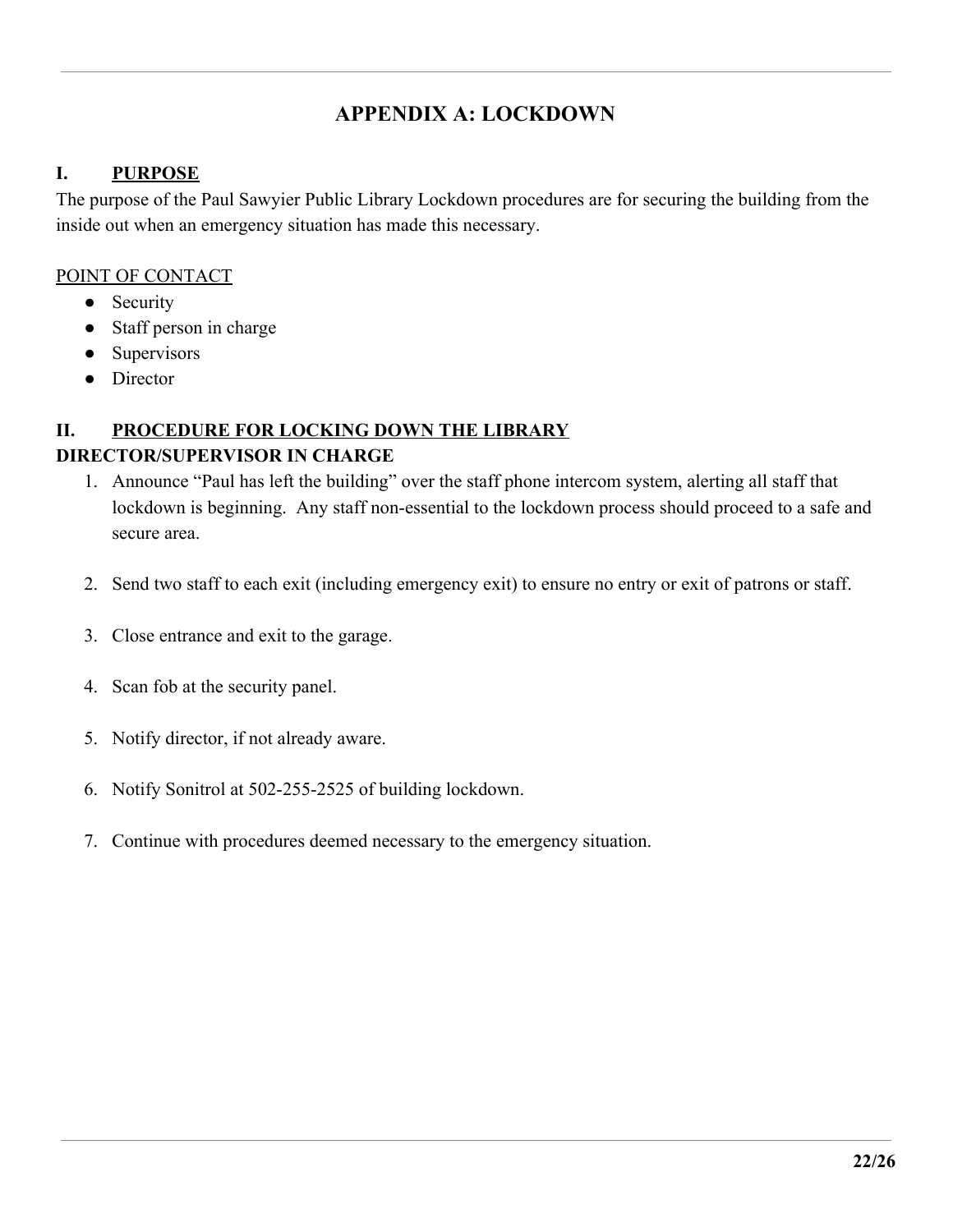# APPENDIX A: LOCKDOWN

## I. PURPOSE

The purpose of the Paul Sawyier Public Library Lockdown procedures are for securing the building from the inside out when an emergency situation has made this necessary.

POINT OF CONTACT

- Security
- Staff person in charge
- Supervisors
- Director

## II. PROCEDURE FOR LOCKING DOWN THE LIBRARY

**DIRECTOR/SUPERVISOR IN CHARGE**

1. Announce "Paul has left the building" over the staff phone intercom system, alerting all staff that lockdown is beginning. Any staff non-essential to the lockdown process should proceed to a safe and secure area.

2. Send two staff to each exit (including emergency exit) to ensure no entry or exit of patrons or staff.

3. Close entrance and exit to the garage.

4. Scan fob at the security panel.

5. Notify director, if not already aware.

6. Notify Sonitrol at 502-255-2525 of building lockdown.

7. Continue with procedures deemed necessary to the emergency situation.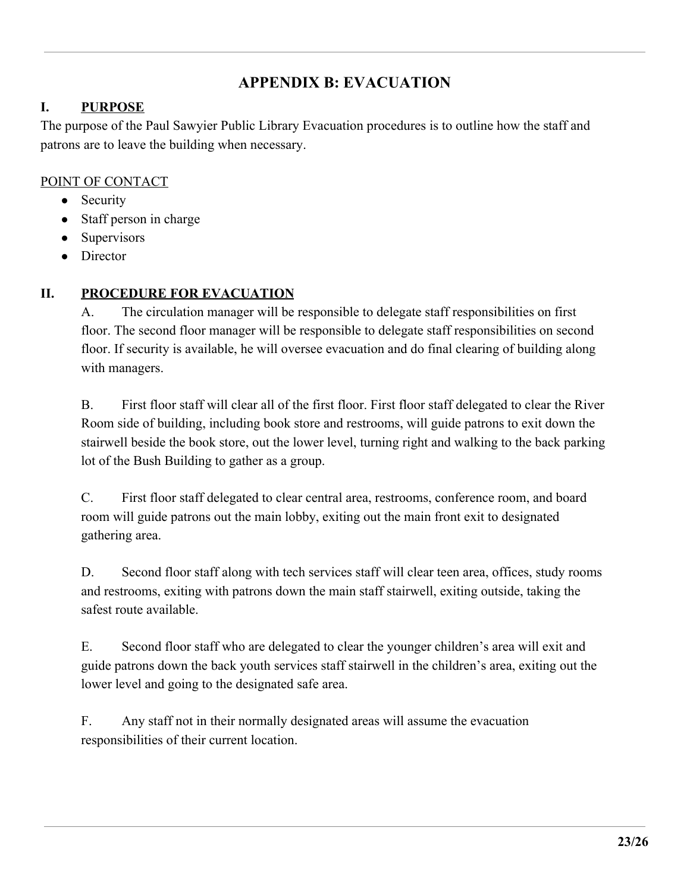# APPENDIX B: EVACUATION

## I. PURPOSE

The purpose of the Paul Sawyier Public Library Evacuation procedures is to outline how the staff and patrons are to leave the building when necessary.

POINT OF CONTACT

- Security
- Staff person in charge
- Supervisors
- Director

## II. PROCEDURE FOR EVACUATION

A. The circulation manager will be responsible to delegate staff responsibilities on first floor. The second floor manager will be responsible to delegate staff responsibilities on second floor. If security is available, he will oversee evacuation and do final clearing of building along with managers.

B. First floor staff will clear all of the first floor. First floor staff delegated to clear the River Room side of building, including book store and restrooms, will guide patrons to exit down the stairwell beside the book store, out the lower level, turning right and walking to the back parking lot of the Bush Building to gather as a group.

C. First floor staff delegated to clear central area, restrooms, conference room, and board room will guide patrons out the main lobby, exiting out the main front exit to designated gathering area.

D. Second floor staff along with tech services staff will clear teen area, offices, study rooms and restrooms, exiting with patrons down the main staff stairwell, exiting outside, taking the safest route available.

E. Second floor staff who are delegated to clear the younger children's area will exit and guide patrons down the back youth services staff stairwell in the children's area, exiting out the lower level and going to the designated safe area.

F. Any staff not in their normally designated areas will assume the evacuation responsibilities of their current location.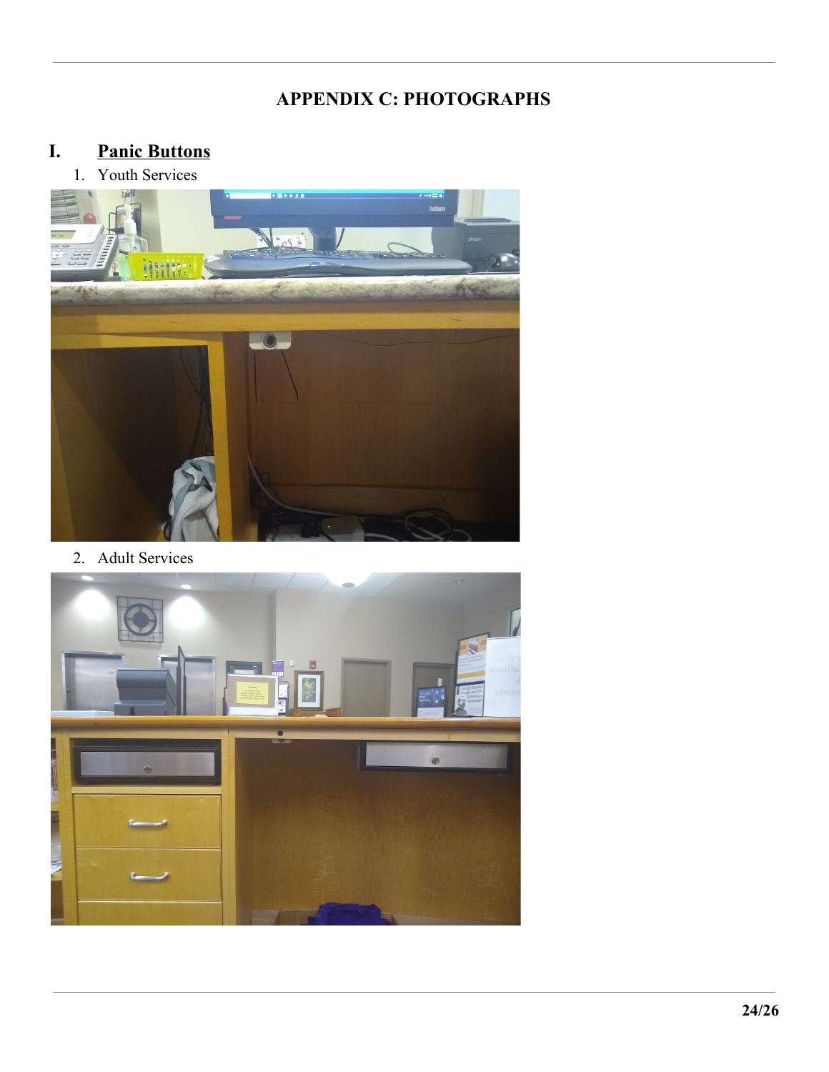# APPENDIX C: PHOTOGRAPHS

## I. Panic Buttons

1. Youth Services

2. Adult Services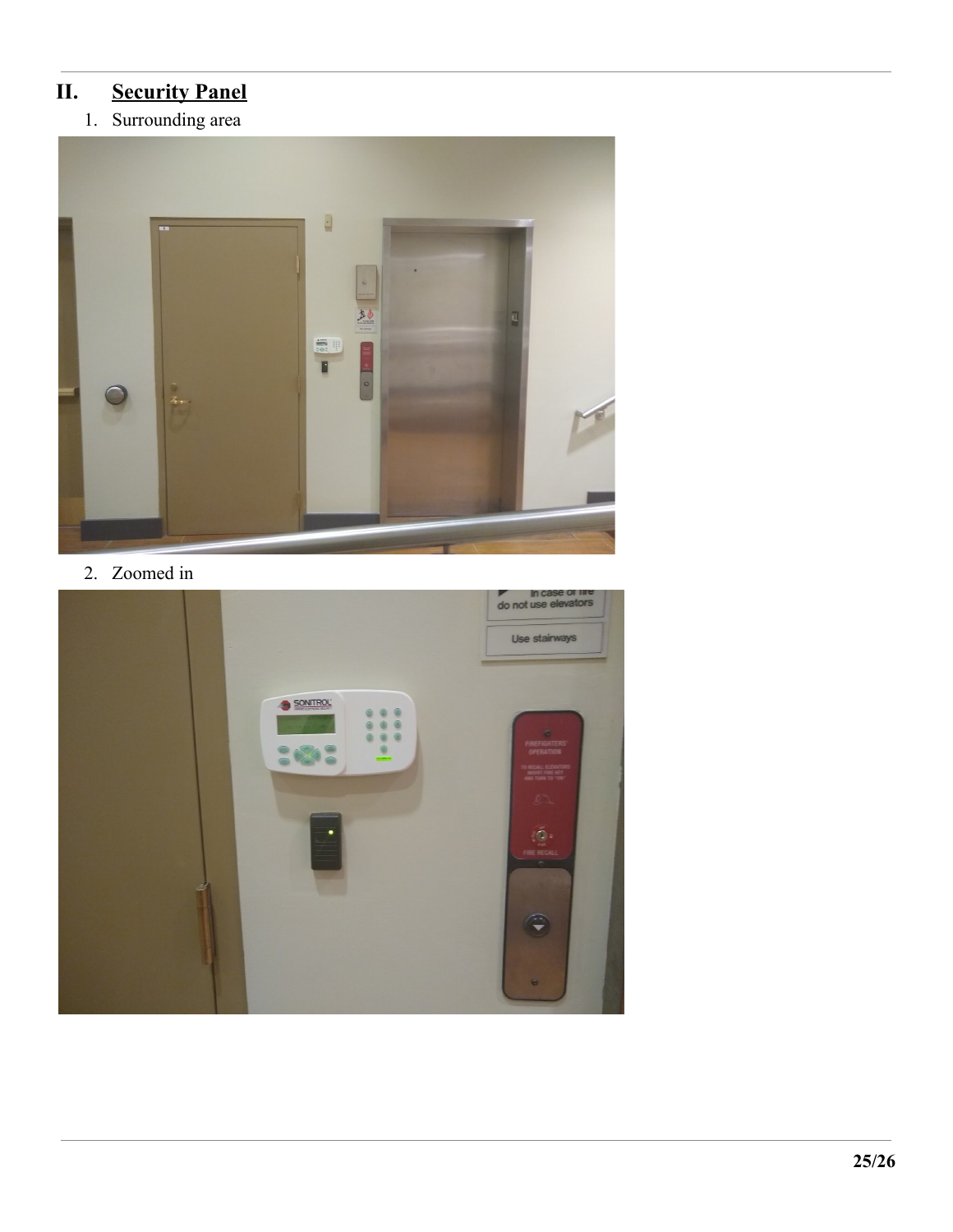## II. Security Panel

1. Surrounding area

2. Zoomed in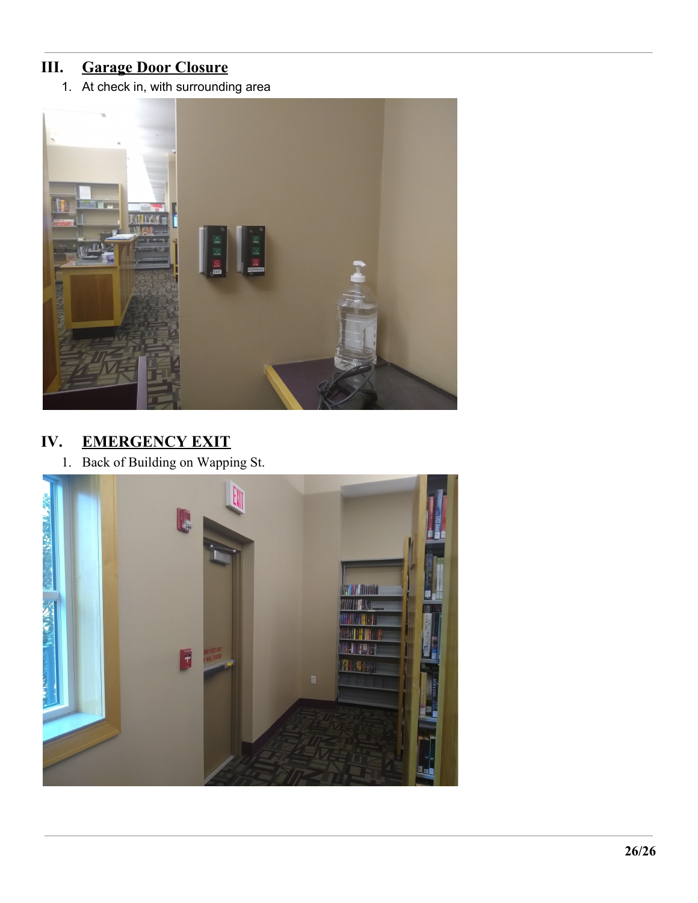## III. Garage Door Closure

1. At check in, with surrounding area

## IV. EMERGENCY EXIT

1. Back of Building on Wapping St.